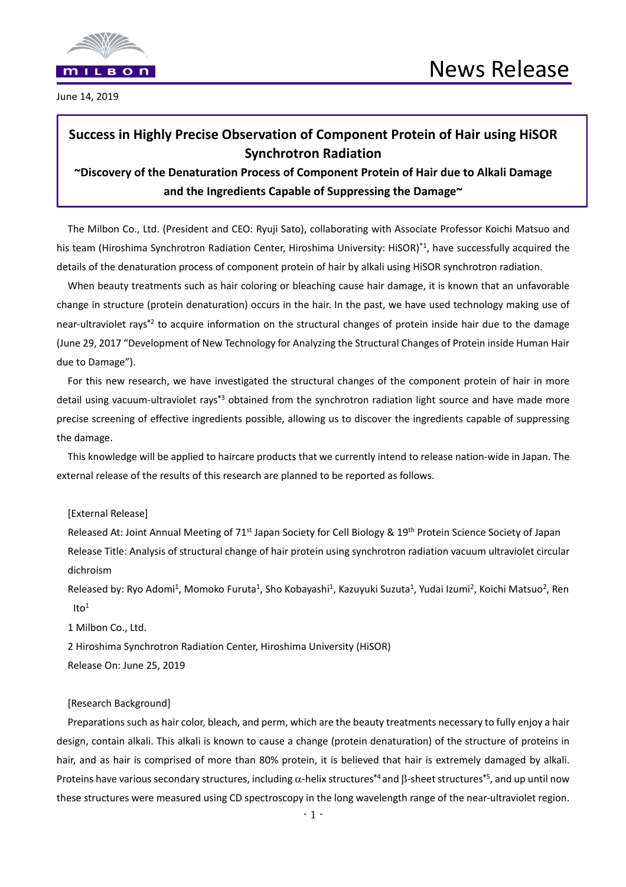News Release

June 14, 2019

# Success in Highly Precise Observation of Component Protein of Hair using HiSOR Synchrotron Radiation

## ~Discovery of the Denaturation Process of Component Protein of Hair due to Alkali Damage and the Ingredients Capable of Suppressing the Damage~

The Milbon Co., Ltd. (President and CEO: Ryuji Sato), collaborating with Associate Professor Koichi Matsuo and his team (Hiroshima Synchrotron Radiation Center, Hiroshima University: HiSOR)[*1], have successfully acquired the details of the denaturation process of component protein of hair by alkali using HiSOR synchrotron radiation.

When beauty treatments such as hair coloring or bleaching cause hair damage, it is known that an unfavorable change in structure (protein denaturation) occurs in the hair. In the past, we have used technology making use of near-ultraviolet rays[*2] to acquire information on the structural changes of protein inside hair due to the damage (June 29, 2017 "Development of New Technology for Analyzing the Structural Changes of Protein inside Human Hair due to Damage").

For this new research, we have investigated the structural changes of the component protein of hair in more detail using vacuum-ultraviolet rays[*3] obtained from the synchrotron radiation light source and have made more precise screening of effective ingredients possible, allowing us to discover the ingredients capable of suppressing the damage.

This knowledge will be applied to haircare products that we currently intend to release nation-wide in Japan. The external release of the results of this research are planned to be reported as follows.

[External Release]

Released At: Joint Annual Meeting of 71st Japan Society for Cell Biology & 19th Protein Science Society of Japan

Release Title: Analysis of structural change of hair protein using synchrotron radiation vacuum ultraviolet circular dichroism

Released by: Ryo Adomi[1], Momoko Furuta[1], Sho Kobayashi[1], Kazuyuki Suzuta[1], Yudai Izumi[2], Koichi Matsuo[2], Ren Ito[1]

1 Milbon Co., Ltd.

2 Hiroshima Synchrotron Radiation Center, Hiroshima University (HiSOR)

Release On: June 25, 2019

[Research Background]

Preparations such as hair color, bleach, and perm, which are the beauty treatments necessary to fully enjoy a hair design, contain alkali. This alkali is known to cause a change (protein denaturation) of the structure of proteins in hair, and as hair is comprised of more than 80% protein, it is believed that hair is extremely damaged by alkali. Proteins have various secondary structures, including $\alpha$-helix structures[*4] and $\beta$-sheet structures[*5], and up until now these structures were measured using CD spectroscopy in the long wavelength range of the near-ultraviolet region.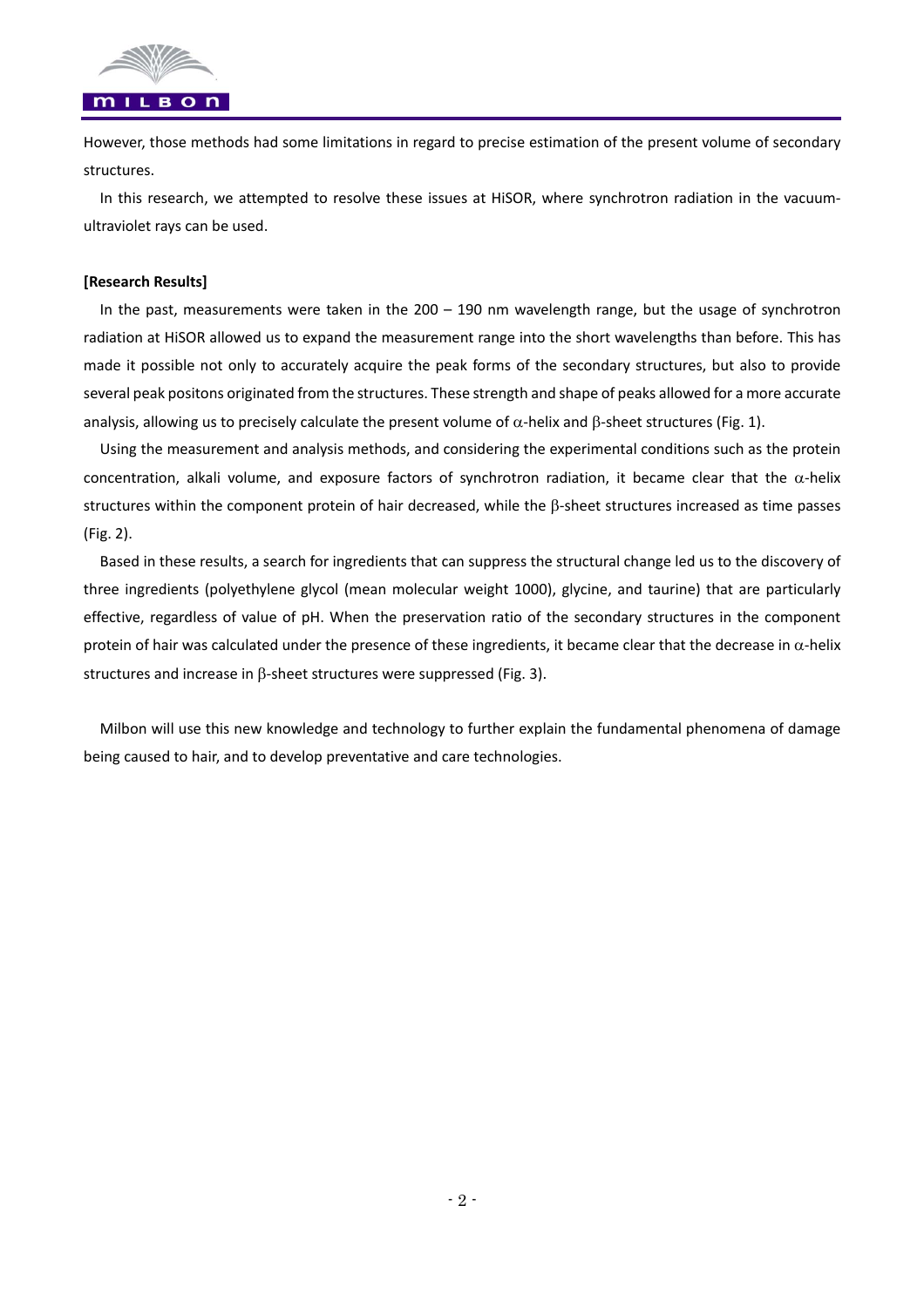However, those methods had some limitations in regard to precise estimation of the present volume of secondary structures.

In this research, we attempted to resolve these issues at HiSOR, where synchrotron radiation in the vacuum-ultraviolet rays can be used.

**[Research Results]**

In the past, measurements were taken in the 200 – 190 nm wavelength range, but the usage of synchrotron radiation at HiSOR allowed us to expand the measurement range into the short wavelengths than before. This has made it possible not only to accurately acquire the peak forms of the secondary structures, but also to provide several peak positons originated from the structures. These strength and shape of peaks allowed for a more accurate analysis, allowing us to precisely calculate the present volume of $\alpha$-helix and $\beta$-sheet structures (Fig. 1).

Using the measurement and analysis methods, and considering the experimental conditions such as the protein concentration, alkali volume, and exposure factors of synchrotron radiation, it became clear that the $\alpha$-helix structures within the component protein of hair decreased, while the $\beta$-sheet structures increased as time passes (Fig. 2).

Based in these results, a search for ingredients that can suppress the structural change led us to the discovery of three ingredients (polyethylene glycol (mean molecular weight 1000), glycine, and taurine) that are particularly effective, regardless of value of pH. When the preservation ratio of the secondary structures in the component protein of hair was calculated under the presence of these ingredients, it became clear that the decrease in $\alpha$-helix structures and increase in $\beta$-sheet structures were suppressed (Fig. 3).

Milbon will use this new knowledge and technology to further explain the fundamental phenomena of damage being caused to hair, and to develop preventative and care technologies.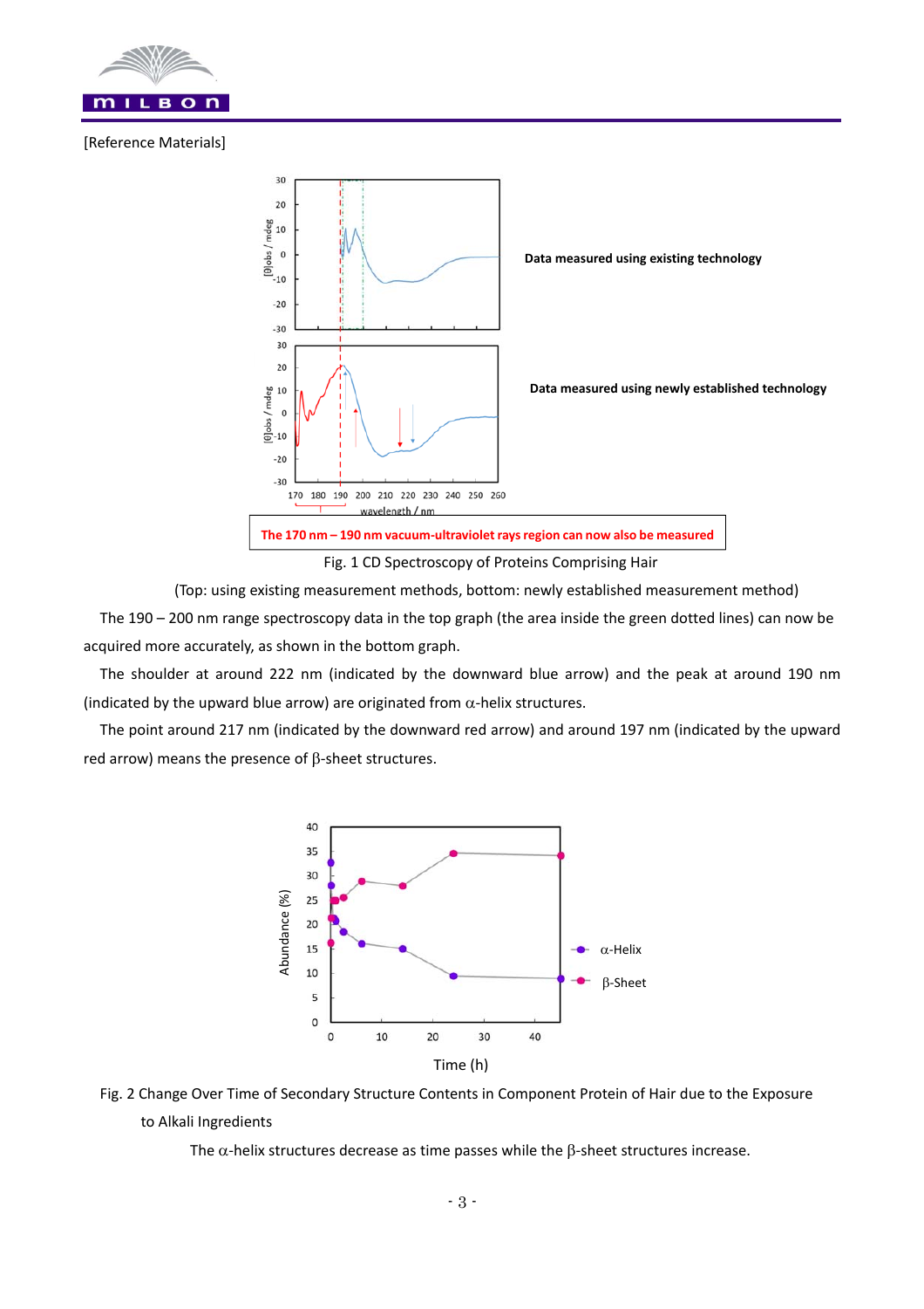[Reference Materials]

Data measured using existing technology

Data measured using newly established technology

The 170 nm – 190 nm vacuum-ultraviolet rays region can now also be measured

Fig. 1 CD Spectroscopy of Proteins Comprising Hair

(Top: using existing measurement methods, bottom: newly established measurement method)

The 190 – 200 nm range spectroscopy data in the top graph (the area inside the green dotted lines) can now be acquired more accurately, as shown in the bottom graph.

The shoulder at around 222 nm (indicated by the downward blue arrow) and the peak at around 190 nm (indicated by the upward blue arrow) are originated from $\alpha$-helix structures.

The point around 217 nm (indicated by the downward red arrow) and around 197 nm (indicated by the upward red arrow) means the presence of $\beta$-sheet structures.

Fig. 2 Change Over Time of Secondary Structure Contents in Component Protein of Hair due to the Exposure to Alkali Ingredients

The $\alpha$-helix structures decrease as time passes while the $\beta$-sheet structures increase.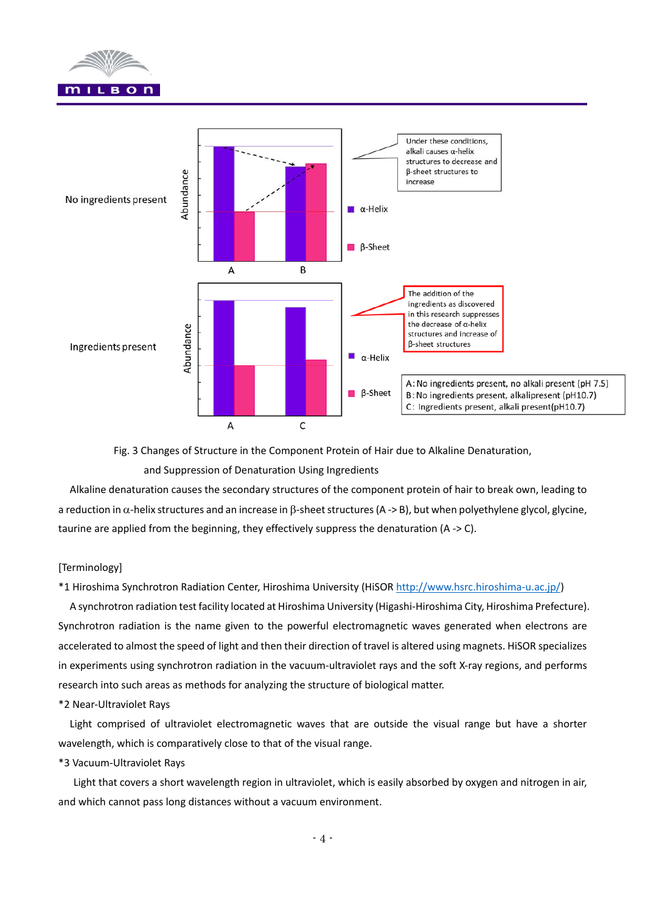No ingredients present

Under these conditions, alkali causes α-helix structures to decrease and β-sheet structures to increase

Ingredients present

The addition of the ingredients as discovered in this research suppresses the decrease of α-helix structures and increase of β-sheet structures

A: No ingredients present, no alkali present (pH 7.5)
B: No ingredients present, alkalipresent (pH10.7)
C: Ingredients present, alkali present(pH10.7)

Fig. 3 Changes of Structure in the Component Protein of Hair due to Alkaline Denaturation, and Suppression of Denaturation Using Ingredients

Alkaline denaturation causes the secondary structures of the component protein of hair to break own, leading to a reduction in α-helix structures and an increase in β-sheet structures (A -> B), but when polyethylene glycol, glycine, taurine are applied from the beginning, they effectively suppress the denaturation (A -> C).

[Terminology]

*1 Hiroshima Synchrotron Radiation Center, Hiroshima University (HiSOR http://www.hsrc.hiroshima-u.ac.jp/)

A synchrotron radiation test facility located at Hiroshima University (Higashi-Hiroshima City, Hiroshima Prefecture). Synchrotron radiation is the name given to the powerful electromagnetic waves generated when electrons are accelerated to almost the speed of light and then their direction of travel is altered using magnets. HiSOR specializes in experiments using synchrotron radiation in the vacuum-ultraviolet rays and the soft X-ray regions, and performs research into such areas as methods for analyzing the structure of biological matter.

*2 Near-Ultraviolet Rays

Light comprised of ultraviolet electromagnetic waves that are outside the visual range but have a shorter wavelength, which is comparatively close to that of the visual range.

*3 Vacuum-Ultraviolet Rays

Light that covers a short wavelength region in ultraviolet, which is easily absorbed by oxygen and nitrogen in air, and which cannot pass long distances without a vacuum environment.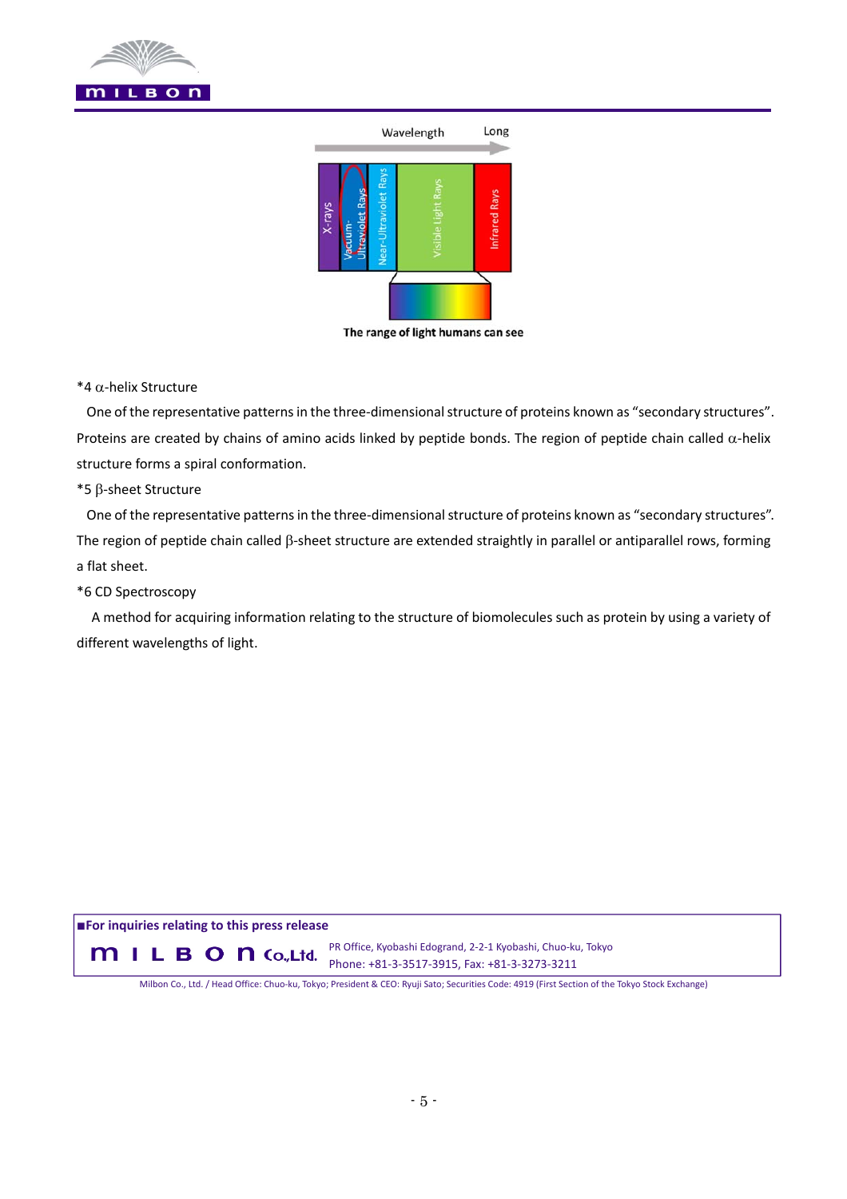Wavelength

Long

X-rays

Vacuum-Ultraviolet Rays

Near-Ultraviolet Rays

Visible Light Rays

Infrared Rays

The range of light humans can see

*4 α-helix Structure

One of the representative patterns in the three-dimensional structure of proteins known as "secondary structures". Proteins are created by chains of amino acids linked by peptide bonds. The region of peptide chain called α-helix structure forms a spiral conformation.

*5 β-sheet Structure

One of the representative patterns in the three-dimensional structure of proteins known as "secondary structures". The region of peptide chain called β-sheet structure are extended straightly in parallel or antiparallel rows, forming a flat sheet.

*6 CD Spectroscopy

A method for acquiring information relating to the structure of biomolecules such as protein by using a variety of different wavelengths of light.

**■For inquiries relating to this press release**

MILBON Co.,Ltd. PR Office, Kyobashi Edogrand, 2-2-1 Kyobashi, Chuo-ku, Tokyo
Phone: +81-3-3517-3915, Fax: +81-3-3273-3211

Milbon Co., Ltd. / Head Office: Chuo-ku, Tokyo; President & CEO: Ryuji Sato; Securities Code: 4919 (First Section of the Tokyo Stock Exchange)